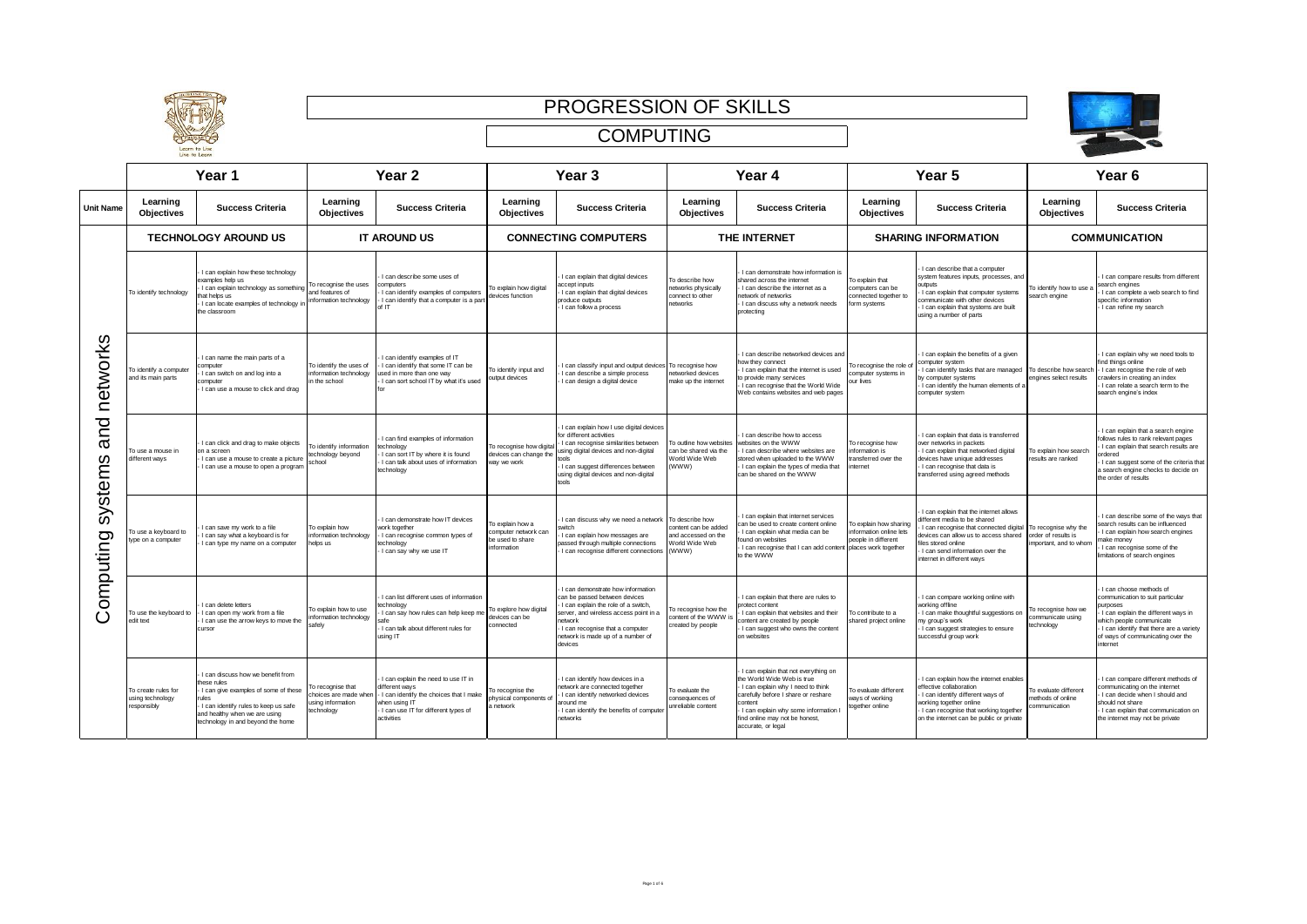# PROGRESSION OF SKILLS

## COMPUTING

| Unit Name | Year 1 Learning Objectives | Year 1 Success Criteria | Year 2 Learning Objectives | Year 2 Success Criteria | Year 3 Learning Objectives | Year 3 Success Criteria | Year 4 Learning Objectives | Year 4 Success Criteria | Year 5 Learning Objectives | Year 5 Success Criteria | Year 6 Learning Objectives | Year 6 Success Criteria |
|---|---|---|---|---|---|---|---|---|---|---|---|---|
| Computing systems and networks | TECHNOLOGY AROUND US | | IT AROUND US | | CONNECTING COMPUTERS | | THE INTERNET | | SHARING INFORMATION | | COMMUNICATION | |
| | To identify technology | - I can explain how these technology examples help us<br>- I can explain technology as something that helps us<br>- I can locate examples of technology in the classroom | To recognise the uses and features of information technology | - I can describe some uses of computers<br>- I can identify examples of computers<br>- I can identify that a computer is a part of IT | To explain how digital devices function | - I can explain that digital devices accept inputs<br>- I can explain that digital devices produce outputs<br>- I can follow a process | To describe how networks physically connect to other networks | - I can demonstrate how information is shared across the internet<br>- I can describe the internet as a network of networks<br>- I can discuss why a network needs protecting | To explain that computers can be connected together to form systems | - I can describe that a computer system features inputs, processes, and outputs<br>- I can explain that computer systems communicate with other devices<br>- I can explain that systems are built using a number of parts | To identify how to use a search engine | - I can compare results from different search engines<br>- I can complete a web search to find specific information<br>- I can refine my search |
| | To identify a computer and its main parts | - I can name the main parts of a computer<br>- I can switch on and log into a computer<br>- I can use a mouse to click and drag | To identify the uses of information technology in the school | - I can identify examples of IT<br>- I can identify that some IT can be used in more than one way<br>- I can sort school IT by what it's used for | To identify input and output devices | - I can classify input and output devices<br>- I can describe a simple process<br>- I can design a digital device | To recognise how networked devices make up the internet | - I can describe networked devices and how they connect<br>- I can explain that the internet is used to provide many services<br>- I can recognise that the World Wide Web contains websites and web pages | To recognise the role of computer systems in our lives | - I can explain the benefits of a given computer system<br>- I can identify tasks that are managed by computer systems<br>- I can identify the human elements of a computer system | To describe how search engines select results | - I can explain why we need tools to find things online<br>- I can recognise the role of web crawlers in creating an index<br>- I can relate a search term to the search engine's index |
| | To use a mouse in different ways | - I can click and drag to make objects on a screen<br>- I can use a mouse to create a picture<br>- I can use a mouse to open a program | To identify information technology beyond school | - I can find examples of information technology<br>- I can sort IT by where it is found<br>- I can talk about uses of information technology | To recognise how digital devices can change the way we work | - I can explain how I use digital devices for different activities<br>- I can recognise similarities between using digital devices and non-digital tools<br>- I can suggest differences between using digital devices and non-digital tools | To outline how websites can be shared via the World Wide Web (WWW) | - I can describe how to access websites on the WWW<br>- I can describe where websites are stored when uploaded to the WWW<br>- I can explain the types of media that can be shared on the WWW | To recognise how information is transferred over the internet | - I can explain that data is transferred over networks in packets<br>- I can explain that networked digital devices have unique addresses<br>- I can recognise that data is transferred using agreed methods | To explain how search results are ranked | - I can explain that a search engine follows rules to rank relevant pages<br>- I can explain that search results are ordered<br>- I can suggest some of the criteria that a search engine checks to decide on the order of results |
| | To use a keyboard to type on a computer | - I can save my work to a file<br>- I can say what a keyboard is for<br>- I can type my name on a computer | To explain how information technology helps us | - I can demonstrate how IT devices work together<br>- I can recognise common types of technology<br>- I can say why we use IT | To explain how a computer network can be used to share information | - I can discuss why we need a network switch<br>- I can explain how messages are passed through multiple connections<br>- I can recognise different connections | To describe how content can be added and accessed on the World Wide Web (WWW) | - I can explain that internet services can be used to create content online<br>- I can explain what media can be found on websites<br>- I can recognise that I can add content to the WWW | To explain how sharing information online lets people in different places work together | - I can explain that the internet allows different media to be shared<br>- I can recognise that connected digital devices can allow us to access shared files stored online<br>- I can send information over the internet in different ways | To recognise why the order of results is important, and to whom | - I can describe some of the ways that search results can be influenced<br>- I can explain how search engines make money<br>- I can recognise some of the limitations of search engines |
| | To use the keyboard to edit text | - I can delete letters<br>- I can open my work from a file<br>- I can use the arrow keys to move the cursor | To explain how to use information technology safely | - I can list different uses of information technology<br>- I can say how rules can help keep me safe<br>- I can talk about different rules for using IT | To explore how digital devices can be connected | - I can demonstrate how information can be passed between devices<br>- I can explain the role of a switch, server, and wireless access point in a network<br>- I can recognise that a computer network is made up of a number of devices | To recognise how the content of the WWW is created by people | - I can explain that there are rules to protect content<br>- I can explain that websites and their content are created by people<br>- I can suggest who owns the content on websites | To contribute to a shared project online | - I can compare working online with working offline<br>- I can make thoughtful suggestions on my group's work<br>- I can suggest strategies to ensure successful group work | To recognise how we communicate using technology | - I can choose methods of communication to suit particular purposes<br>- I can explain the different ways in which people communicate<br>- I can identify that there are a variety of ways of communicating over the internet |
| | To create rules for using technology responsibly | - I can discuss how we benefit from these rules<br>- I can give examples of some of these rules<br>- I can identify rules to keep us safe and healthy when we are using technology in and beyond the home | To recognise that choices are made when using information technology | - I can explain the need to use IT in different ways<br>- I can identify the choices that I make when using IT<br>- I can use IT for different types of activities | To recognise the physical components of a network | - I can identify how devices in a network are connected together<br>- I can identify networked devices around me<br>- I can identify the benefits of computer networks | To evaluate the consequences of unreliable content | - I can explain that not everything on the World Wide Web is true<br>- I can explain why I need to think carefully before I share or reshare content<br>- I can explain why some information I find online may not be honest, accurate, or legal | To evaluate different ways of working together online | - I can explain how the internet enables effective collaboration<br>- I can identify different ways of working together online<br>- I can recognise that working together on the internet can be public or private | To evaluate different methods of online communication | - I can compare different methods of communicating on the internet<br>- I can decide when I should and should not share<br>- I can explain that communication on the internet may not be private |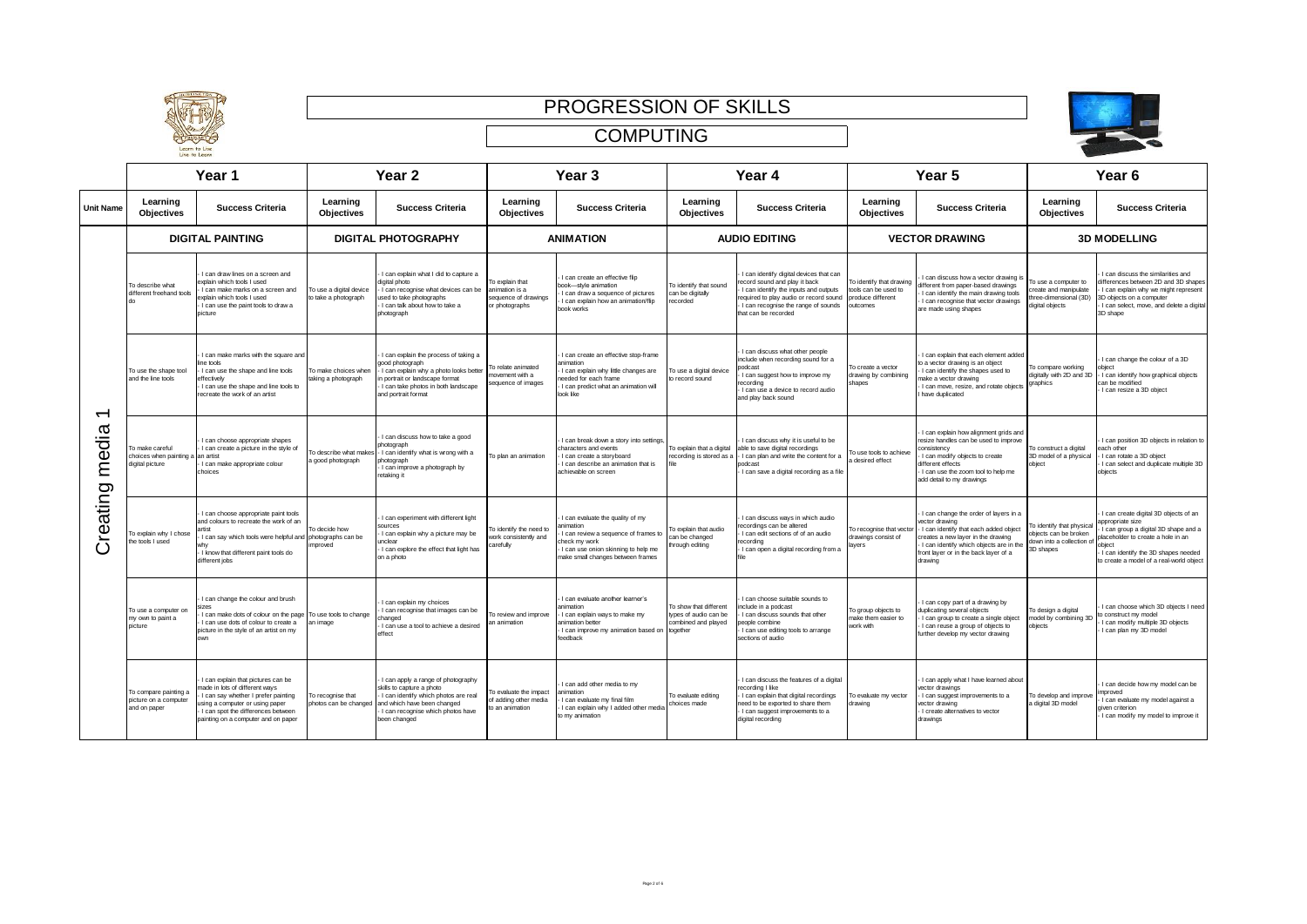# PROGRESSION OF SKILLS

## COMPUTING

| Unit Name | Year 1 Learning Objectives | Year 1 Success Criteria | Year 2 Learning Objectives | Year 2 Success Criteria | Year 3 Learning Objectives | Year 3 Success Criteria | Year 4 Learning Objectives | Year 4 Success Criteria | Year 5 Learning Objectives | Year 5 Success Criteria | Year 6 Learning Objectives | Year 6 Success Criteria |
|---|---|---|---|---|---|---|---|---|---|---|---|---|
| Creating media 1 | DIGITAL PAINTING | | DIGITAL PHOTOGRAPHY | | ANIMATION | | AUDIO EDITING | | VECTOR DRAWING | | 3D MODELLING | |
| | To describe what different freehand tools do | - I can draw lines on a screen and explain which tools I used<br>- I can make marks on a screen and explain which tools I used<br>- I can use the paint tools to draw a picture | To use a digital device to take a photograph | - I can explain what I did to capture a digital photo<br>- I can recognise what devices can be used to take photographs<br>- I can talk about how to take a photograph | To explain that animation is a sequence of drawings or photographs | - I can create an effective flip book—style animation<br>- I can draw a sequence of pictures<br>- I can explain how an animation/flip book works | To identify that sound can be digitally recorded | - I can identify digital devices that can record sound and play it back<br>- I can identify the inputs and outputs required to play audio or record sound<br>- I can recognise the range of sounds that can be recorded | To identify that drawing tools can be used to produce different outcomes | - I can discuss how a vector drawing is different from paper-based drawings<br>- I can identify the main drawing tools<br>- I can recognise that vector drawings are made using shapes | To use a computer to create and manipulate three-dimensional (3D) digital objects | - I can discuss the similarities and differences between 2D and 3D shapes<br>- I can explain why we might represent 3D objects on a computer<br>- I can select, move, and delete a digital 3D shape |
| | To use the shape tool and the line tools | - I can make marks with the square and line tools<br>- I can use the shape and line tools effectively<br>- I can use the shape and line tools to recreate the work of an artist | To make choices when taking a photograph | - I can explain the process of taking a good photograph<br>- I can explain why a photo looks better in portrait or landscape format<br>- I can take photos in both landscape and portrait format | To relate animated movement with a sequence of images | - I can create an effective stop-frame animation<br>- I can explain why little changes are needed for each frame<br>- I can predict what an animation will look like | To use a digital device to record sound | - I can discuss what other people include when recording sound for a podcast<br>- I can suggest how to improve my recording<br>- I can use a device to record audio and play back sound | To create a vector drawing by combining shapes | - I can explain that each element added to a vector drawing is an object<br>- I can identify the shapes used to make a vector drawing<br>- I can move, resize, and rotate objects I have duplicated | To compare working digitally with 2D and 3D graphics | - I can change the colour of a 3D object<br>- I can identify how graphical objects can be modified<br>- I can resize a 3D object |
| | To make careful choices when painting a digital picture | - I can choose appropriate shapes<br>- I can create a picture in the style of an artist<br>- I can make appropriate colour choices | To describe what makes a good photograph | - I can discuss how to take a good photograph<br>- I can identify what is wrong with a photograph<br>- I can improve a photograph by retaking it | To plan an animation | - I can break down a story into settings, characters and events<br>- I can create a storyboard<br>- I can describe an animation that is achievable on screen | To explain that a digital recording is stored as a file | - I can discuss why it is useful to be able to save digital recordings<br>- I can plan and write the content for a podcast<br>- I can save a digital recording as a file | To use tools to achieve a desired effect | - I can explain how alignment grids and resize handles can be used to improve consistency<br>- I can modify objects to create different effects<br>- I can use the zoom tool to help me add detail to my drawings | To construct a digital 3D model of a physical object | - I can position 3D objects in relation to each other<br>- I can rotate a 3D object<br>- I can select and duplicate multiple 3D objects |
| | To explain why I chose the tools I used | - I can choose appropriate paint tools and colours to recreate the work of an artist<br>- I can say which tools were helpful and why<br>- I know that different paint tools do different jobs | To decide how photographs can be improved | - I can experiment with different light sources<br>- I can explain why a picture may be unclear<br>- I can explore the effect that light has on a photo | To identify the need to work consistently and carefully | - I can evaluate the quality of my animation<br>- I can review a sequence of frames to check my work<br>- I can use onion skinning to help me make small changes between frames | To explain that audio can be changed through editing | - I can discuss ways in which audio recordings can be altered<br>- I can edit sections of of an audio recording<br>- I can open a digital recording from a file | To recognise that vector drawings consist of layers | - I can change the order of layers in a vector drawing<br>- I can identify that each added object creates a new layer in the drawing<br>- I can identify which objects are in the front layer or in the back layer of a drawing | To identify that physical objects can be broken down into a collection of 3D shapes | - I can create digital 3D objects of an appropriate size<br>- I can group a digital 3D shape and a placeholder to create a hole in an object<br>- I can identify the 3D shapes needed to create a model of a real-world object |
| | To use a computer on my own to paint a picture | - I can change the colour and brush sizes<br>- I can make dots of colour on the page<br>- I can use dots of colour to create a picture in the style of an artist on my own | To use tools to change an image | - I can explain my choices<br>- I can recognise that images can be changed<br>- I can use a tool to achieve a desired effect | To review and improve an animation | - I can evaluate another learner's animation<br>- I can explain ways to make my animation better<br>- I can improve my animation based on feedback | To show that different types of audio can be combined and played together | - I can choose suitable sounds to include in a podcast<br>- I can discuss sounds that other people combine<br>- I can use editing tools to arrange sections of audio | To group objects to make them easier to work with | - I can copy part of a drawing by duplicating several objects<br>- I can group to create a single object<br>- I can reuse a group of objects to further develop my vector drawing | To design a digital model by combining 3D objects | - I can choose which 3D objects I need to construct my model<br>- I can modify multiple 3D objects<br>- I can plan my 3D model |
| | To compare painting a picture on a computer and on paper | - I can explain that pictures can be made in lots of different ways<br>- I can say whether I prefer painting using a computer or using paper<br>- I can spot the differences between painting on a computer and on paper | To recognise that photos can be changed | - I can apply a range of photography skills to capture a photo<br>- I can identify which photos are real and which have been changed<br>- I can recognise which photos have been changed | To evaluate the impact of adding other media to an animation | - I can add other media to my animation<br>- I can evaluate my final film<br>- I can explain why I added other media to my animation | To evaluate editing choices made | - I can discuss the features of a digital recording I like<br>- I can explain that digital recordings need to be exported to share them<br>- I can suggest improvements to a digital recording | To evaluate my vector drawing | - I can apply what I have learned about vector drawings<br>- I can suggest improvements to a vector drawing<br>- I create alternatives to vector drawings | To develop and improve a digital 3D model | - I can decide how my model can be improved<br>- I can evaluate my model against a given criterion<br>- I can modify my model to improve it |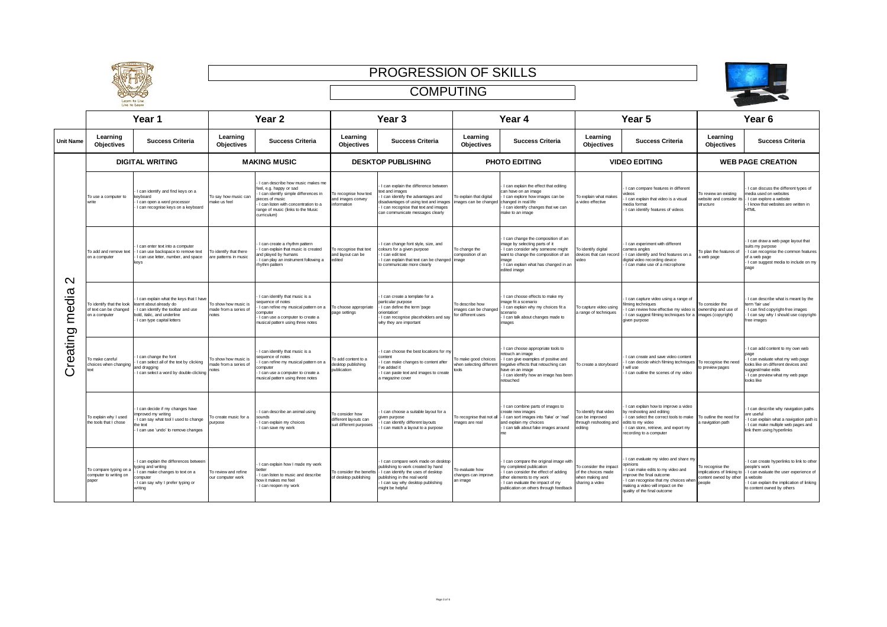# PROGRESSION OF SKILLS

## COMPUTING

| Unit Name | Year 1 Learning Objectives | Year 1 Success Criteria | Year 2 Learning Objectives | Year 2 Success Criteria | Year 3 Learning Objectives | Year 3 Success Criteria | Year 4 Learning Objectives | Year 4 Success Criteria | Year 5 Learning Objectives | Year 5 Success Criteria | Year 6 Learning Objectives | Year 6 Success Criteria |
|---|---|---|---|---|---|---|---|---|---|---|---|---|
| Creating media 2 | DIGITAL WRITING | | MAKING MUSIC | | DESKTOP PUBLISHING | | PHOTO EDITING | | VIDEO EDITING | | WEB PAGE CREATION | |
| | To use a computer to write | - I can identify and find keys on a keyboard<br>- I can open a word processor<br>- I can recognise keys on a keyboard | To say how music can make us feel | - I can describe how music makes me feel, e.g. happy or sad<br>- I can identify simple differences in pieces of music<br>- I can listen with concentration to a range of music (links to the Music curriculum) | To recognise how text and images convey information | - I can explain the difference between text and images<br>- I can identify the advantages and disadvantages of using text and images<br>- I can recognise that text and images can communicate messages clearly | To explain that digital images can be changed | - I can explain the effect that editing can have on an image<br>- I can explore how images can be changed in real life<br>- I can identify changes that we can make to an image | To explain what makes a video effective | - I can compare features in different videos<br>- I can explain that video is a visual media format<br>- I can identify features of videos | To review an existing website and consider its structure | - I can discuss the different types of media used on websites<br>- I can explore a website<br>- I know that websites are written in HTML |
| | To add and remove text on a computer | - I can enter text into a computer<br>- I can use backspace to remove text<br>- I can use letter, number, and space keys | To identify that there are patterns in music | - I can create a rhythm pattern<br>- I can explain that music is created and played by humans<br>- I can play an instrument following a rhythm pattern | To recognise that text and layout can be edited | - I can change font style, size, and colours for a given purpose<br>- I can edit text<br>- I can explain that text can be changed to communicate more clearly | To change the composition of an image | - I can change the composition of an image by selecting parts of it<br>- I can consider why someone might want to change the composition of an image<br>- I can explain what has changed in an edited image | To identify digital devices that can record video | - I can experiment with different camera angles<br>- I can identify and find features on a digital video recording device<br>- I can make use of a microphone | To plan the features of a web page | - I can draw a web page layout that suits my purpose<br>- I can recognise the common features of a web page<br>- I can suggest media to include on my page |
| | To identify that the look of text can be changed on a computer | - I can explain what the keys that I have learnt about already do<br>- I can identify the toolbar and use bold, italic, and underline<br>- I can type capital letters | To show how music is made from a series of notes | - I can identify that music is a sequence of notes<br>- I can refine my musical pattern on a computer<br>- I can use a computer to create a musical pattern using three notes | To choose appropriate page settings | - I can create a template for a particular purpose<br>- I can define the term 'page orientation'<br>- I can recognise placeholders and say why they are important | To describe how images can be changed for different uses | - I can choose effects to make my image fit a scenario<br>- I can explain why my choices fit a scenario<br>- I can talk about changes made to images | To capture video using a range of techniques | - I can capture video using a range of filming techniques<br>- I can review how effective my video is<br>- I can suggest filming techniques for a given purpose | To consider the ownership and use of images (copyright) | - I can describe what is meant by the term 'fair use'<br>- I can find copyright-free images<br>- I can say why I should use copyright-free images |
| | To make careful choices when changing text | - I can change the font<br>- I can select all of the text by clicking and dragging<br>- I can select a word by double-clicking | To show how music is made from a series of notes | - I can identify that music is a sequence of notes<br>- I can refine my musical pattern on a computer<br>- I can use a computer to create a musical pattern using three notes | To add content to a desktop publishing publication | - I can choose the best locations for my content<br>- I can make changes to content after I've added it<br>- I can paste text and images to create a magazine cover | To make good choices when selecting different tools | - I can choose appropriate tools to retouch an image<br>- I can give examples of positive and negative effects that retouching can have on an image<br>- I can identify how an image has been retouched | To create a storyboard | - I can create and save video content<br>- I can decide which filming techniques I will use<br>- I can outline the scenes of my video | To recognise the need to preview pages | - I can add content to my own web page<br>- I can evaluate what my web page looks like on different devices and suggest/make edits<br>- I can preview what my web page looks like |
| | To explain why I used the tools that I chose | - I can decide if my changes have improved my writing<br>- I can say what tool I used to change the text<br>- I can use 'undo' to remove changes | To create music for a purpose | - I can describe an animal using sounds<br>- I can explain my choices<br>- I can save my work | To consider how different layouts can suit different purposes | - I can choose a suitable layout for a given purpose<br>- I can identify different layouts<br>- I can match a layout to a purpose | To recognise that not all images are real | - I can combine parts of images to create new images<br>- I can sort images into 'fake' or 'real' and explain my choices<br>- I can talk about fake images around me | To identify that video can be improved through reshooting and editing | - I can explain how to improve a video by reshooting and editing<br>- I can select the correct tools to make edits to my video<br>- I can store, retrieve, and export my recording to a computer | To outline the need for a navigation path | - I can describe why navigation paths are useful<br>- I can explain what a navigation path is<br>- I can make multiple web pages and link them using hyperlinks |
| | To compare typing on a computer to writing on paper | - I can explain the differences between typing and writing<br>- I can make changes to text on a computer<br>- I can say why I prefer typing or writing | To review and refine our computer work | - I can explain how I made my work better<br>- I can listen to music and describe how it makes me feel<br>- I can reopen my work | To consider the benefits of desktop publishing | - I can compare work made on desktop publishing to work created by hand<br>- I can identify the uses of desktop publishing in the real world<br>- I can say why desktop publishing might be helpful | To evaluate how changes can improve an image | - I can compare the original image with my completed publication<br>- I can consider the effect of adding other elements to my work<br>- I can evaluate the impact of my publication on others through feedback | To consider the impact of the choices made when making and sharing a video | - I can evaluate my video and share my opinions<br>- I can make edits to my video and improve the final outcome<br>- I can recognise that my choices when making a video will impact on the quality of the final outcome | To recognise the implications of linking to content owned by other people | - I can create hyperlinks to link to other people's work<br>- I can evaluate the user experience of a website<br>- I can explain the implication of linking to content owned by others |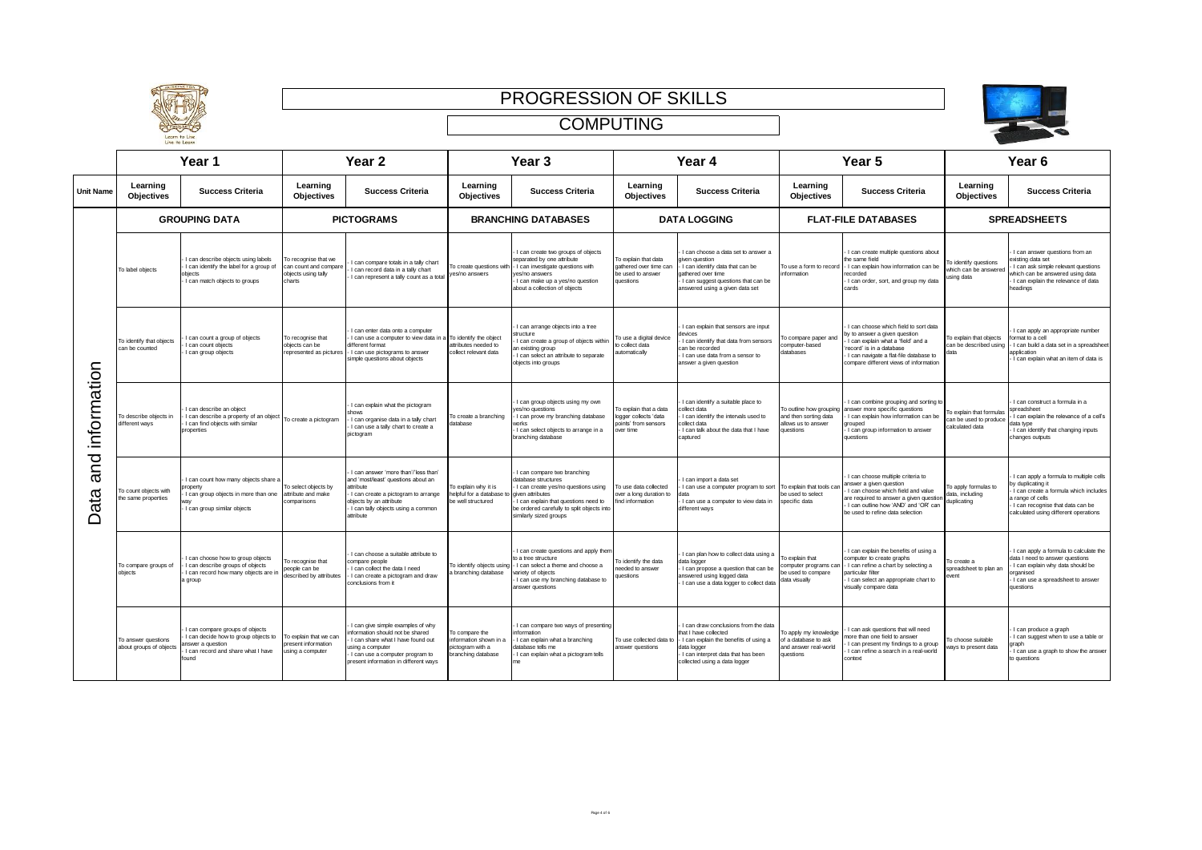# PROGRESSION OF SKILLS

## COMPUTING

| Unit Name | Year 1 | | Year 2 | | Year 3 | | Year 4 | | Year 5 | | Year 6 | |
|---|---|---|---|---|---|---|---|---|---|---|---|---|
| | Learning Objectives | Success Criteria | Learning Objectives | Success Criteria | Learning Objectives | Success Criteria | Learning Objectives | Success Criteria | Learning Objectives | Success Criteria | Learning Objectives | Success Criteria |
| Data and information | GROUPING DATA | | PICTOGRAMS | | BRANCHING DATABASES | | DATA LOGGING | | FLAT-FILE DATABASES | | SPREADSHEETS | |
| | To label objects | - I can describe objects using labels<br>- I can identify the label for a group of objects<br>- I can match objects to groups | To recognise that we can count and compare objects using tally charts | - I can compare totals in a tally chart<br>- I can record data in a tally chart<br>- I can represent a tally count as a total | To create questions with yes/no answers | - I can create two groups of objects separated by one attribute<br>- I can investigate questions with yes/no answers<br>- I can make up a yes/no question about a collection of objects | To explain that data gathered over time can be used to answer questions | - I can choose a data set to answer a given question<br>- I can identify data that can be gathered over time<br>- I can suggest questions that can be answered using a given data set | To use a form to record information | - I can create multiple questions about the same field<br>- I can explain how information can be recorded<br>- I can order, sort, and group my data cards | To identify questions which can be answered using data | - I can answer questions from an existing data set<br>- I can ask simple relevant questions which can be answered using data<br>- I can explain the relevance of data headings |
| | To identify that objects can be counted | - I can count a group of objects<br>- I can count objects<br>- I can group objects | To recognise that objects can be represented as pictures | - I can enter data onto a computer<br>- I can use a computer to view data in a different format<br>- I can use pictograms to answer simple questions about objects | To identify the object attributes needed to collect relevant data | - I can arrange objects into a tree structure<br>- I can create a group of objects within an existing group<br>- I can select an attribute to separate objects into groups | To use a digital device to collect data automatically | - I can explain that sensors are input devices<br>- I can identify that data from sensors can be recorded<br>- I can use data from a sensor to answer a given question | To compare paper and computer-based databases | - I can choose which field to sort data by to answer a given question<br>- I can explain what a 'field' and a 'record' is in a database<br>- I can navigate a flat-file database to compare different views of information | To explain that objects can be described using data | - I can apply an appropriate number format to a cell<br>- I can build a data set in a spreadsheet application<br>- I can explain what an item of data is |
| | To describe objects in different ways | - I can describe an object<br>- I can describe a property of an object<br>- I can find objects with similar properties | To create a pictogram | - I can explain what the pictogram shows<br>- I can organise data in a tally chart<br>- I can use a tally chart to create a pictogram | To create a branching database | - I can group objects using my own yes/no questions<br>- I can prove my branching database works<br>- I can select objects to arrange in a branching database | To explain that a data logger collects 'data points' from sensors over time | - I can identify a suitable place to collect data<br>- I can identify the intervals used to collect data<br>- I can talk about the data that I have captured | To outline how grouping and then sorting data allows us to answer questions | - I can combine grouping and sorting to answer more specific questions<br>- I can explain how information can be grouped<br>- I can group information to answer questions | To explain that formulas can be used to produce calculated data | - I can construct a formula in a spreadsheet<br>- I can explain the relevance of a cell's data type<br>- I can identify that changing inputs changes outputs |
| | To count objects with the same properties | - I can count how many objects share a property<br>- I can group objects in more than one way<br>- I can group similar objects | To select objects by attribute and make comparisons | - I can answer 'more than'/'less than' and 'most/least' questions about an attribute<br>- I can create a pictogram to arrange objects by an attribute<br>- I can tally objects using a common attribute | To explain why it is helpful for a database to be well structured | - I can compare two branching database structures<br>- I can create yes/no questions using given attributes<br>- I can explain that questions need to be ordered carefully to split objects into similarly sized groups | To use data collected over a long duration to find information | - I can import a data set<br>- I can use a computer program to sort data<br>- I can use a computer to view data in different ways | To explain that tools can be used to select specific data | - I can choose multiple criteria to answer a given question<br>- I can choose which field and value are required to answer a given question<br>- I can outline how 'AND' and 'OR' can be used to refine data selection | To apply formulas to data, including duplicating | - I can apply a formula to multiple cells by duplicating it<br>- I can create a formula which includes a range of cells<br>- I can recognise that data can be calculated using different operations |
| | To compare groups of objects | - I can choose how to group objects<br>- I can describe groups of objects<br>- I can record how many objects are in a group | To recognise that people can be described by attributes | - I can choose a suitable attribute to compare people<br>- I can collect the data I need<br>- I can create a pictogram and draw conclusions from it | To identify objects using a branching database | - I can create questions and apply them to a tree structure<br>- I can select a theme and choose a variety of objects<br>- I can use my branching database to answer questions | To identify the data needed to answer questions | - I can plan how to collect data using a data logger<br>- I can propose a question that can be answered using logged data<br>- I can use a data logger to collect data | To explain that computer programs can be used to compare data visually | - I can explain the benefits of using a computer to create graphs<br>- I can refine a chart by selecting a particular filter<br>- I can select an appropriate chart to visually compare data | To create a spreadsheet to plan an event | - I can apply a formula to calculate the data I need to answer questions<br>- I can explain why data should be organised<br>- I can use a spreadsheet to answer questions |
| | To answer questions about groups of objects | - I can compare groups of objects<br>- I can decide how to group objects to answer a question<br>- I can record and share what I have found | To explain that we can present information using a computer | - I can give simple examples of why information should not be shared<br>- I can share what I have found out using a computer<br>- I can use a computer program to present information in different ways | To compare the information shown in a pictogram with a branching database | - I can compare two ways of presenting information<br>- I can explain what a branching database tells me<br>- I can explain what a pictogram tells me | To use collected data to answer questions | - I can draw conclusions from the data that I have collected<br>- I can explain the benefits of using a data logger<br>- I can interpret data that has been collected using a data logger | To apply my knowledge of a database to ask and answer real-world questions | - I can ask questions that will need more than one field to answer<br>- I can present my findings to a group<br>- I can refine a search in a real-world context | To choose suitable ways to present data | - I can produce a graph<br>- I can suggest when to use a table or graph<br>- I can use a graph to show the answer to questions |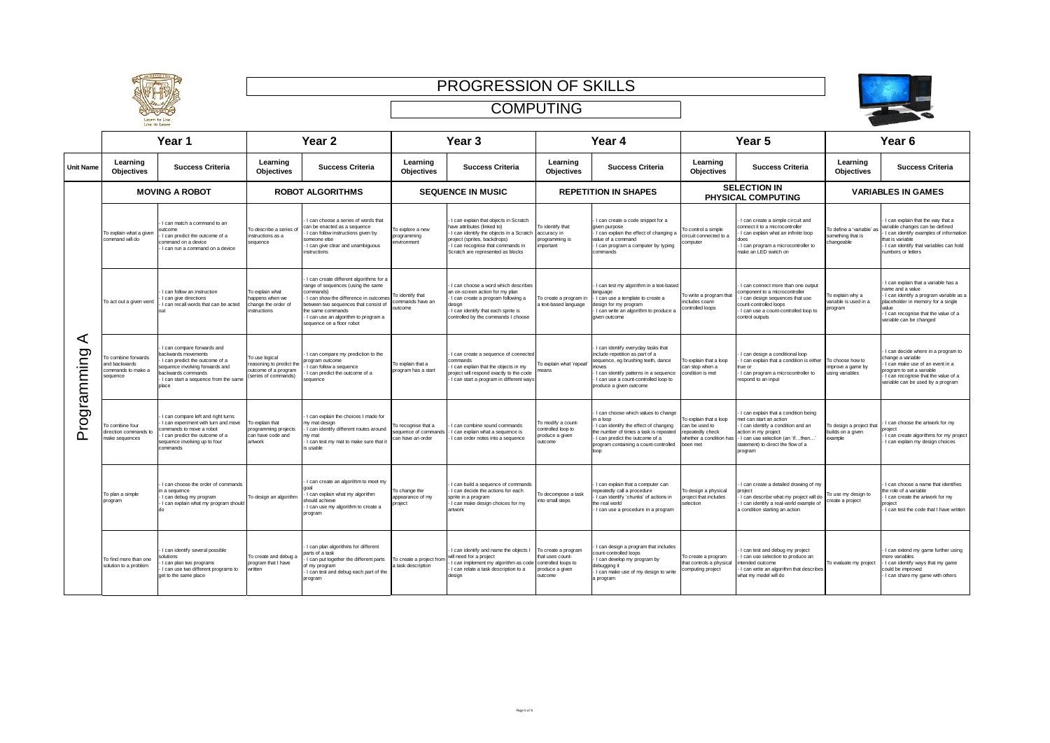# PROGRESSION OF SKILLS

## COMPUTING

| Unit Name | Year 1 | | Year 2 | | Year 3 | | Year 4 | | Year 5 | | Year 6 | |
|---|---|---|---|---|---|---|---|---|---|---|---|---|
| | Learning Objectives | Success Criteria | Learning Objectives | Success Criteria | Learning Objectives | Success Criteria | Learning Objectives | Success Criteria | Learning Objectives | Success Criteria | Learning Objectives | Success Criteria |
| Programming A | **MOVING A ROBOT** | | **ROBOT ALGORITHMS** | | **SEQUENCE IN MUSIC** | | **REPETITION IN SHAPES** | | **SELECTION IN PHYSICAL COMPUTING** | | **VARIABLES IN GAMES** | |
| | To explain what a given command will do | - I can match a command to an outcome<br>- I can predict the outcome of a command on a device<br>- I can run a command on a device | To describe a series of instructions as a sequence | - I can choose a series of words that can be enacted as a sequence<br>- I can follow instructions given by someone else<br>- I can give clear and unambiguous instructions | To explore a new programming environment | - I can explain that objects in Scratch have attributes (linked to)<br>- I can identify the objects in a Scratch project (sprites, backdrops)<br>- I can recognise that commands in Scratch are represented as blocks | To identify that accuracy in programming is important | - I can create a code snippet for a given purpose<br>- I can explain the effect of changing a value of a command<br>- I can program a computer by typing commands | To control a simple circuit connected to a computer | - I can create a simple circuit and connect it to a microcontroller<br>- I can explain what an infinite loop does<br>- I can program a microcontroller to make an LED switch on | To define a 'variable' as something that is changeable | - I can explain that the way that a variable changes can be defined<br>- I can identify examples of information that is variable<br>- I can identify that variables can hold numbers or letters |
| | To act out a given word | - I can follow an instruction<br>- I can give directions<br>- I can recall words that can be acted out | To explain what happens when we change the order of instructions | - I can create different algorithms for a range of sequences (using the same commands)<br>- I can show the difference in outcomes between two sequences that consist of the same commands<br>- I can use an algorithm to program a sequence on a floor robot | To identify that commands have an outcome | - I can choose a word which describes an on-screen action for my plan<br>- I can create a program following a design<br>- I can identify that each sprite is controlled by the commands I choose | To create a program in a text-based language | - I can test my algorithm in a text-based language<br>- I can use a template to create a design for my program<br>- I can write an algorithm to produce a given outcome | To write a program that includes count-controlled loops | - I can connect more than one output component to a microcontroller<br>- I can design sequences that use count-controlled loops<br>- I can use a count-controlled loop to control outputs | To explain why a variable is used in a program | - I can explain that a variable has a name and a value<br>- I can identify a program variable as a placeholder in memory for a single value<br>- I can recognise that the value of a variable can be changed |
| | To combine forwards and backwards commands to make a sequence | - I can compare forwards and backwards movements<br>- I can predict the outcome of a sequence involving forwards and backwards commands<br>- I can start a sequence from the same place | To use logical reasoning to predict the outcome of a program (series of commands) | - I can compare my prediction to the program outcome<br>- I can follow a sequence<br>- I can predict the outcome of a sequence | To explain that a program has a start | - I can create a sequence of connected commands<br>- I can explain that the objects in my project will respond exactly to the code<br>- I can start a program in different ways | To explain what 'repeat' means | - I can identify everyday tasks that include repetition as part of a sequence, eg brushing teeth, dance moves<br>- I can identify patterns in a sequence<br>- I can use a count-controlled loop to produce a given outcome | To explain that a loop can stop when a condition is met | - I can design a conditional loop<br>- I can explain that a condition is either true or<br>- I can program a microcontroller to respond to an input | To choose how to improve a game by using variables | - I can decide where in a program to change a variable<br>- I can make use of an event in a program to set a variable<br>- I can recognise that the value of a variable can be used by a program |
| | To combine four direction commands to make sequences | - I can compare left and right turns<br>- I can experiment with turn and move commands to move a robot<br>- I can predict the outcome of a sequence involving up to four commands | To explain that programming projects can have code and artwork | - I can explain the choices I made for my mat design<br>- I can identify different routes around my mat<br>- I can test my mat to make sure that it is usable | To recognise that a sequence of commands can have an order | - I can combine sound commands<br>- I can explain what a sequence is<br>- I can order notes into a sequence | To modify a count-controlled loop to produce a given outcome | - I can choose which values to change in a loop<br>- I can identify the effect of changing the number of times a task is repeated<br>- I can predict the outcome of a program containing a count-controlled loop | To explain that a loop can be used to repeatedly check whether a condition has been met | - I can explain that a condition being met can start an action<br>- I can identify a condition and an action in my project<br>- I can use selection (an 'if…then…' statement) to direct the flow of a program | To design a project that builds on a given example | - I can choose the artwork for my project<br>- I can create algorithms for my project<br>- I can explain my design choices |
| | To plan a simple program | - I can choose the order of commands in a sequence<br>- I can debug my program<br>- I can explain what my program should do | To design an algorithm | - I can create an algorithm to meet my goal<br>- I can explain what my algorithm should achieve<br>- I can use my algorithm to create a program | To change the appearance of my project | - I can build a sequence of commands<br>- I can decide the actions for each sprite in a program<br>- I can make design choices for my artwork | To decompose a task into small steps | - I can explain that a computer can repeatedly call a procedure<br>- I can identify 'chunks' of actions in the real world<br>- I can use a procedure in a program | To design a physical project that includes selection | - I can create a detailed drawing of my project<br>- I can describe what my project will do<br>- I can identify a real-world example of a condition starting an action | To use my design to create a project | - I can choose a name that identifies the role of a variable<br>- I can create the artwork for my project<br>- I can test the code that I have written |
| | To find more than one solution to a problem | - I can identify several possible solutions<br>- I can plan two programs<br>- I can use two different programs to get to the same place | To create and debug a program that I have written | - I can plan algorithms for different parts of a task<br>- I can put together the different parts of my program<br>- I can test and debug each part of the program | To create a project from a task description | - I can identify and name the objects I will need for a project<br>- I can implement my algorithm as code<br>- I can relate a task description to a design | To create a program that uses count-controlled loops to produce a given outcome | - I can design a program that includes count-controlled loops<br>- I can develop my program by debugging it<br>- I can make use of my design to write a program | To create a program that controls a physical computing project | - I can test and debug my project<br>- I can use selection to produce an intended outcome<br>- I can write an algorithm that describes what my model will do | To evaluate my project | - I can extend my game further using more variables<br>- I can identify ways that my game could be improved<br>- I can share my game with others |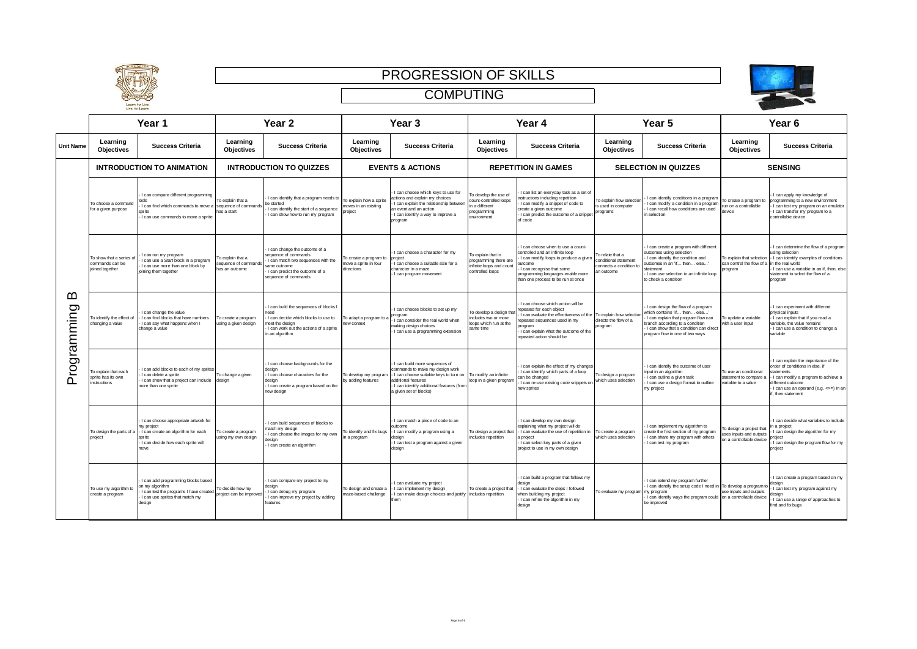# PROGRESSION OF SKILLS

## COMPUTING

| Unit Name | Year 1 Learning Objectives | Year 1 Success Criteria | Year 2 Learning Objectives | Year 2 Success Criteria | Year 3 Learning Objectives | Year 3 Success Criteria | Year 4 Learning Objectives | Year 4 Success Criteria | Year 5 Learning Objectives | Year 5 Success Criteria | Year 6 Learning Objectives | Year 6 Success Criteria |
|---|---|---|---|---|---|---|---|---|---|---|---|---|
| Programming B | **INTRODUCTION TO ANIMATION** | | **INTRODUCTION TO QUIZZES** | | **EVENTS & ACTIONS** | | **REPETITION IN GAMES** | | **SELECTION IN QUIZZES** | | **SENSING** | |
| | To choose a command for a given purpose | - I can compare different programming tools<br>- I can find which commands to move a sprite<br>- I can use commands to move a sprite | To explain that a sequence of commands has a start | - I can identify that a program needs to be started<br>- I can identify the start of a sequence<br>- I can show how to run my program | To explain how a sprite moves in an existing project | - I can choose which keys to use for actions and explain my choices<br>- I can explain the relationship between an event and an action<br>- I can identify a way to improve a program | To develop the use of count-controlled loops in a different programming environment | - I can list an everyday task as a set of instructions including repetition<br>- I can modify a snippet of code to create a given outcome<br>- I can predict the outcome of a snippet of code | To explain how selection is used in computer programs | - I can identify conditions in a program<br>- I can modify a condition in a program<br>- I can recall how conditions are used in selection | To create a program to run on a controllable device | - I can apply my knowledge of programming to a new environment<br>- I can test my program on an emulator<br>- I can transfer my program to a controllable device |
| | To show that a series of commands can be joined together | - I can run my program<br>- I can use a Start block in a program<br>- I can use more than one block by joining them together | To explain that a sequence of commands has an outcome | - I can change the outcome of a sequence of commands<br>- I can match two sequences with the same outcome<br>- I can predict the outcome of a sequence of commands | To create a program to move a sprite in four directions | - I can choose a character for my project<br>- I can choose a suitable size for a character in a maze<br>- I can program movement | To explain that in programming there are infinite loops and count controlled loops | - I can choose when to use a count-controlled and an infinite loop<br>- I can modify loops to produce a given outcome<br>- I can recognise that some programming languages enable more than one process to be run at once | To relate that a conditional statement connects a condition to an outcome | - I can create a program with different outcomes using selection<br>- I can identify the condition and outcomes in an 'if… then… else…' statement<br>- I can use selection in an infinite loop to check a condition | To explain that selection can control the flow of a program | - I can determine the flow of a program using selection<br>- I can identify examples of conditions in the real world<br>- I can use a variable in an if, then, else statement to select the flow of a program |
| | To identify the effect of changing a value | - I can change the value<br>- I can find blocks that have numbers<br>- I can say what happens when I change a value | To create a program using a given design | - I can build the sequences of blocks I need<br>- I can decide which blocks to use to meet the design<br>- I can work out the actions of a sprite in an algorithm | To adapt a program to a new context | - I can choose blocks to set up my program<br>- I can consider the real world when making design choices<br>- I can use a programming extension | To develop a design that includes two or more loops which run at the same time | - I can choose which action will be repeated for each object<br>- I can evaluate the effectiveness of the repeated sequences used in my program<br>- I can explain what the outcome of the repeated action should be | To explain how selection directs the flow of a program | - I can design the flow of a program which contains 'if… then… else…'<br>- I can explain that program flow can branch according to a condition<br>- I can show that a condition can direct program flow in one of two ways | To update a variable with a user input | - I can experiment with different physical inputs<br>- I can explain that if you read a variable, the value remains<br>- I can use a condition to change a variable |
| | To explain that each sprite has its own instructions | - I can add blocks to each of my sprites<br>- I can delete a sprite<br>- I can show that a project can include more than one sprite | To change a given design | - I can choose backgrounds for the design<br>- I can choose characters for the design<br>- I can create a program based on the new design | To develop my program by adding features | - I can build more sequences of commands to make my design work<br>- I can choose suitable keys to turn on additional features<br>- I can identify additional features (from a given set of blocks) | To modify an infinite loop in a given program | - I can explain the effect of my changes<br>- I can identify which parts of a loop can be changed<br>- I can re-use existing code snippets on new sprites | To design a program which uses selection | - I can identify the outcome of user input in an algorithm<br>- I can outline a given task<br>- I can use a design format to outline my project | To use an conditional statement to compare a variable to a value | - I can explain the importance of the order of conditions in else, if statements<br>- I can modify a program to achieve a different outcome<br>- I can use an operand (e.g. <>=) in an if, then statement |
| | To design the parts of a project | - I can choose appropriate artwork for my project<br>- I can create an algorithm for each sprite<br>- I can decide how each sprite will move | To create a program using my own design | - I can build sequences of blocks to match my design<br>- I can choose the images for my own design<br>- I can create an algorithm | To identify and fix bugs in a program | - I can match a piece of code to an outcome<br>- I can modify a program using a design<br>- I can test a program against a given design | To design a project that includes repetition | - I can develop my own design explaining what my project will do<br>- I can evaluate the use of repetition in a project<br>- I can select key parts of a given project to use in my own design | To create a program which uses selection | - I can implement my algorithm to create the first section of my program<br>- I can share my program with others<br>- I can test my program | To design a project that uses inputs and outputs on a controllable device | - I can decide what variables to include in a project<br>- I can design the algorithm for my project<br>- I can design the program flow for my project |
| | To use my algorithm to create a program | - I can add programming blocks based on my algorithm<br>- I can test the programs I have created<br>- I can use sprites that match my design | To decide how my project can be improved | - I can compare my project to my design<br>- I can debug my program<br>- I can improve my project by adding features | To design and create a maze-based challenge | - I can evaluate my project<br>- I can implement my design<br>- I can make design choices and justify them | To create a project that includes repetition | - I can build a program that follows my design<br>- I can evaluate the steps I followed when building my project<br>- I can refine the algorithm in my design | To evaluate my program | - I can extend my program further<br>- I can identify the setup code I need in my program<br>- I can identify ways the program could be improved | To develop a program to use inputs and outputs on a controllable device | - I can create a program based on my design<br>- I can test my program against my design<br>- I can use a range of approaches to find and fix bugs |